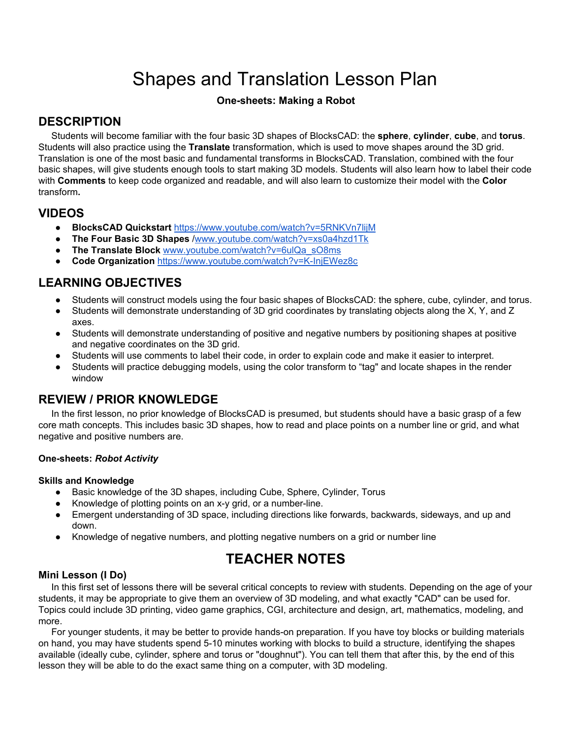# Shapes and Translation Lesson Plan

**One-sheets: Making a Robot**

## DESCRIPTION

Students will become familiar with the four basic 3D shapes of BlocksCAD: the **sphere**, **cylinder**, **cube**, and **torus**. Students will also practice using the **Translate** transformation, which is used to move shapes around the 3D grid. Translation is one of the most basic and fundamental transforms in BlocksCAD. Translation, combined with the four basic shapes, will give students enough tools to start making 3D models. Students will also learn how to label their code with **Comments** to keep code organized and readable, and will also learn to customize their model with the **Color** transform**.**

## VIDEOS

- **BlocksCAD Quickstart** https://www.youtube.com/watch?v=5RNKVn7lijM
- **The Four Basic 3D Shapes** /www.youtube.com/watch?v=xs0a4hzd1Tk
- **The Translate Block** www.youtube.com/watch?v=6ulQa_sO8ms
- **Code Organization** https://www.youtube.com/watch?v=K-InjEWez8c

## LEARNING OBJECTIVES

- Students will construct models using the four basic shapes of BlocksCAD: the sphere, cube, cylinder, and torus.
- Students will demonstrate understanding of 3D grid coordinates by translating objects along the X, Y, and Z axes.
- Students will demonstrate understanding of positive and negative numbers by positioning shapes at positive and negative coordinates on the 3D grid.
- Students will use comments to label their code, in order to explain code and make it easier to interpret.
- Students will practice debugging models, using the color transform to "tag" and locate shapes in the render window

## REVIEW / PRIOR KNOWLEDGE

In the first lesson, no prior knowledge of BlocksCAD is presumed, but students should have a basic grasp of a few core math concepts. This includes basic 3D shapes, how to read and place points on a number line or grid, and what negative and positive numbers are.

**One-sheets: *Robot Activity***

**Skills and Knowledge**

- Basic knowledge of the 3D shapes, including Cube, Sphere, Cylinder, Torus
- Knowledge of plotting points on an x-y grid, or a number-line.
- Emergent understanding of 3D space, including directions like forwards, backwards, sideways, and up and down.
- Knowledge of negative numbers, and plotting negative numbers on a grid or number line

## TEACHER NOTES

### Mini Lesson (I Do)

In this first set of lessons there will be several critical concepts to review with students. Depending on the age of your students, it may be appropriate to give them an overview of 3D modeling, and what exactly "CAD" can be used for. Topics could include 3D printing, video game graphics, CGI, architecture and design, art, mathematics, modeling, and more.

For younger students, it may be better to provide hands-on preparation. If you have toy blocks or building materials on hand, you may have students spend 5-10 minutes working with blocks to build a structure, identifying the shapes available (ideally cube, cylinder, sphere and torus or "doughnut"). You can tell them that after this, by the end of this lesson they will be able to do the exact same thing on a computer, with 3D modeling.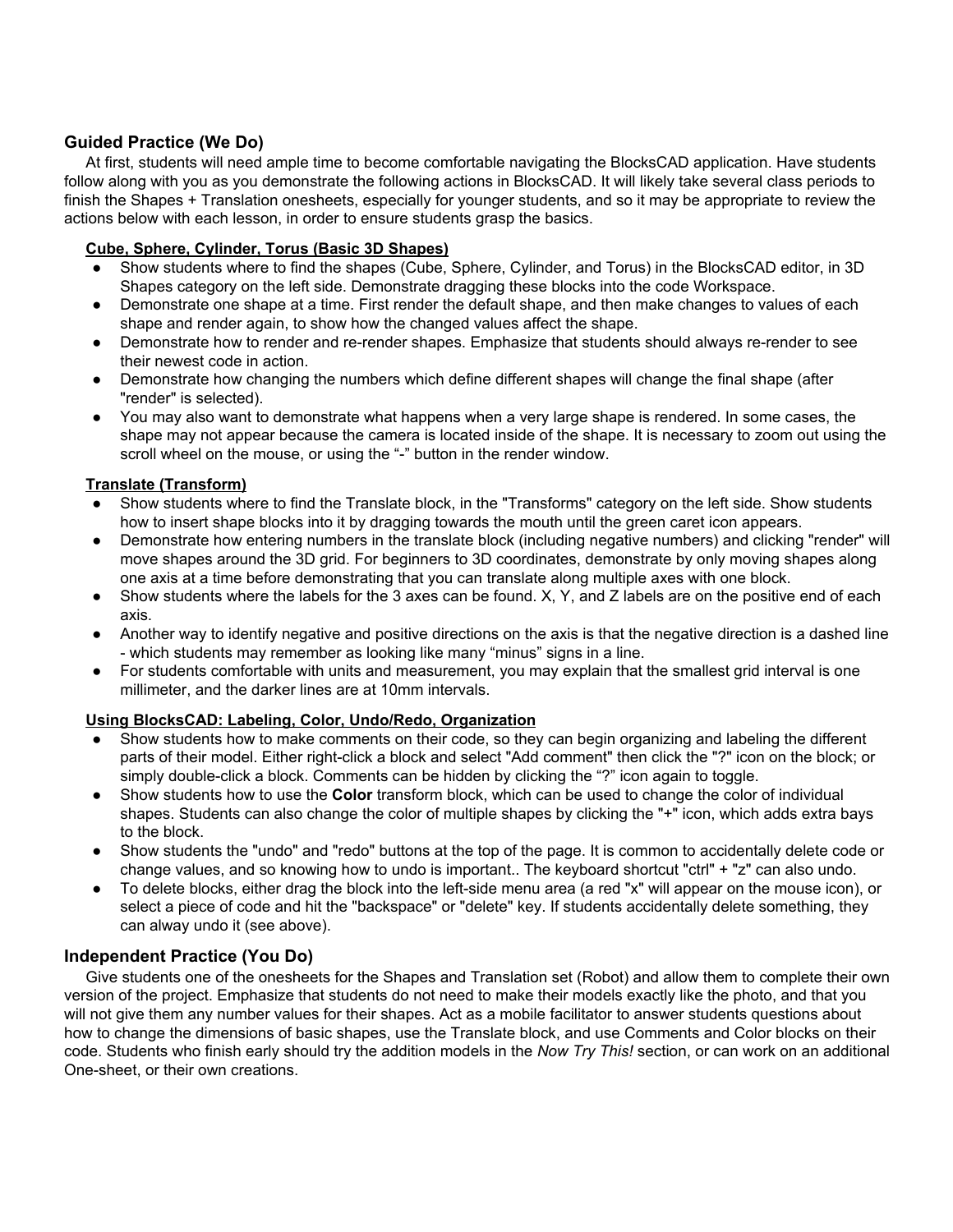## Guided Practice (We Do)

At first, students will need ample time to become comfortable navigating the BlocksCAD application. Have students follow along with you as you demonstrate the following actions in BlocksCAD. It will likely take several class periods to finish the Shapes + Translation onesheets, especially for younger students, and so it may be appropriate to review the actions below with each lesson, in order to ensure students grasp the basics.

**Cube, Sphere, Cylinder, Torus (Basic 3D Shapes)**

- Show students where to find the shapes (Cube, Sphere, Cylinder, and Torus) in the BlocksCAD editor, in 3D Shapes category on the left side. Demonstrate dragging these blocks into the code Workspace.
- Demonstrate one shape at a time. First render the default shape, and then make changes to values of each shape and render again, to show how the changed values affect the shape.
- Demonstrate how to render and re-render shapes. Emphasize that students should always re-render to see their newest code in action.
- Demonstrate how changing the numbers which define different shapes will change the final shape (after "render" is selected).
- You may also want to demonstrate what happens when a very large shape is rendered. In some cases, the shape may not appear because the camera is located inside of the shape. It is necessary to zoom out using the scroll wheel on the mouse, or using the "-" button in the render window.

**Translate (Transform)**

- Show students where to find the Translate block, in the "Transforms" category on the left side. Show students how to insert shape blocks into it by dragging towards the mouth until the green caret icon appears.
- Demonstrate how entering numbers in the translate block (including negative numbers) and clicking "render" will move shapes around the 3D grid. For beginners to 3D coordinates, demonstrate by only moving shapes along one axis at a time before demonstrating that you can translate along multiple axes with one block.
- Show students where the labels for the 3 axes can be found. X, Y, and Z labels are on the positive end of each axis.
- Another way to identify negative and positive directions on the axis is that the negative direction is a dashed line - which students may remember as looking like many "minus" signs in a line.
- For students comfortable with units and measurement, you may explain that the smallest grid interval is one millimeter, and the darker lines are at 10mm intervals.

**Using BlocksCAD: Labeling, Color, Undo/Redo, Organization**

- Show students how to make comments on their code, so they can begin organizing and labeling the different parts of their model. Either right-click a block and select "Add comment" then click the "?" icon on the block; or simply double-click a block. Comments can be hidden by clicking the "?" icon again to toggle.
- Show students how to use the **Color** transform block, which can be used to change the color of individual shapes. Students can also change the color of multiple shapes by clicking the "+" icon, which adds extra bays to the block.
- Show students the "undo" and "redo" buttons at the top of the page. It is common to accidentally delete code or change values, and so knowing how to undo is important.. The keyboard shortcut "ctrl" + "z" can also undo.
- To delete blocks, either drag the block into the left-side menu area (a red "x" will appear on the mouse icon), or select a piece of code and hit the "backspace" or "delete" key. If students accidentally delete something, they can alway undo it (see above).

## Independent Practice (You Do)

Give students one of the onesheets for the Shapes and Translation set (Robot) and allow them to complete their own version of the project. Emphasize that students do not need to make their models exactly like the photo, and that you will not give them any number values for their shapes. Act as a mobile facilitator to answer students questions about how to change the dimensions of basic shapes, use the Translate block, and use Comments and Color blocks on their code. Students who finish early should try the addition models in the *Now Try This!* section, or can work on an additional One-sheet, or their own creations.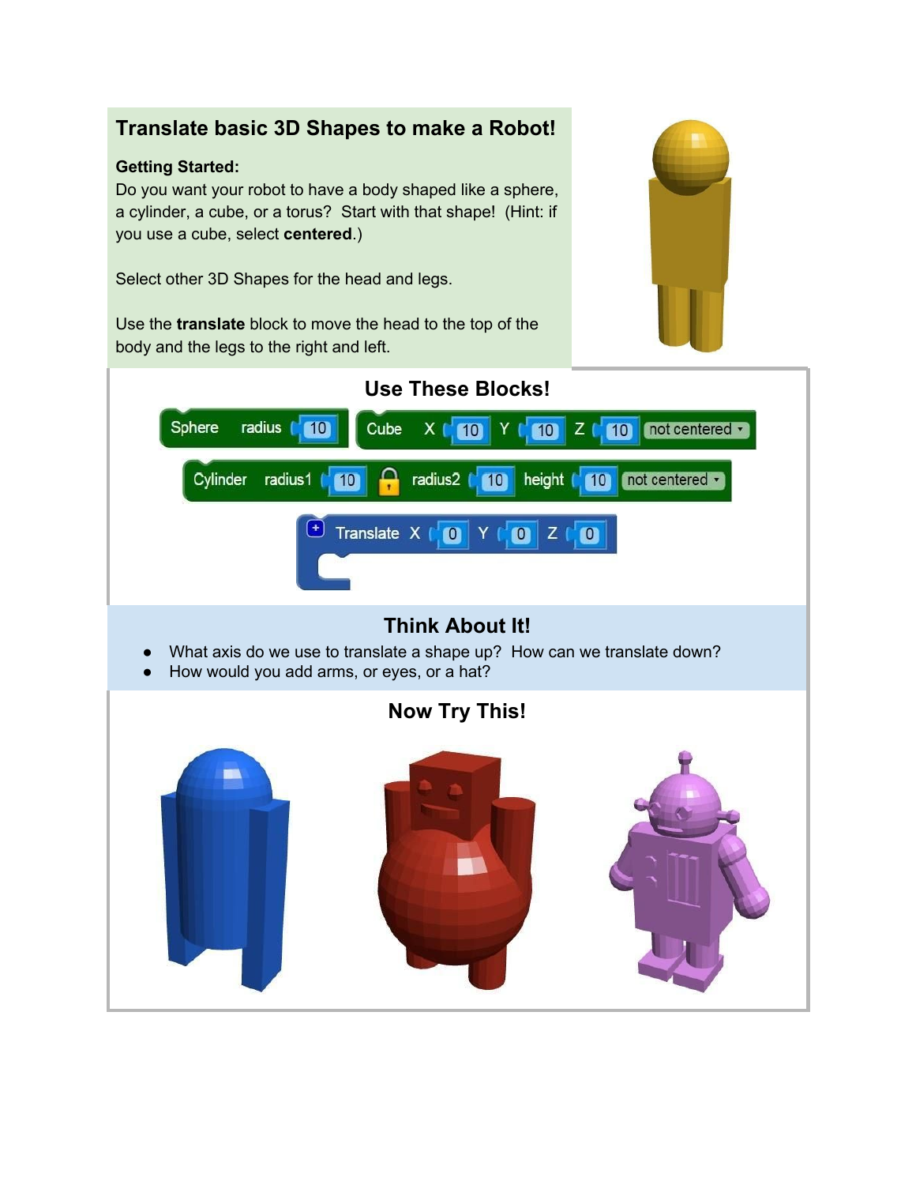# Translate basic 3D Shapes to make a Robot!

**Getting Started:**
Do you want your robot to have a body shaped like a sphere, a cylinder, a cube, or a torus? Start with that shape! (Hint: if you use a cube, select **centered**.)

Select other 3D Shapes for the head and legs.

Use the **translate** block to move the head to the top of the body and the legs to the right and left.

## Use These Blocks!

Sphere radius 10

Cube X 10 Y 10 Z 10 not centered

Cylinder radius1 10 radius2 10 height 10 not centered

Translate X 0 Y 0 Z 0

## Think About It!

- What axis do we use to translate a shape up? How can we translate down?
- How would you add arms, or eyes, or a hat?

## Now Try This!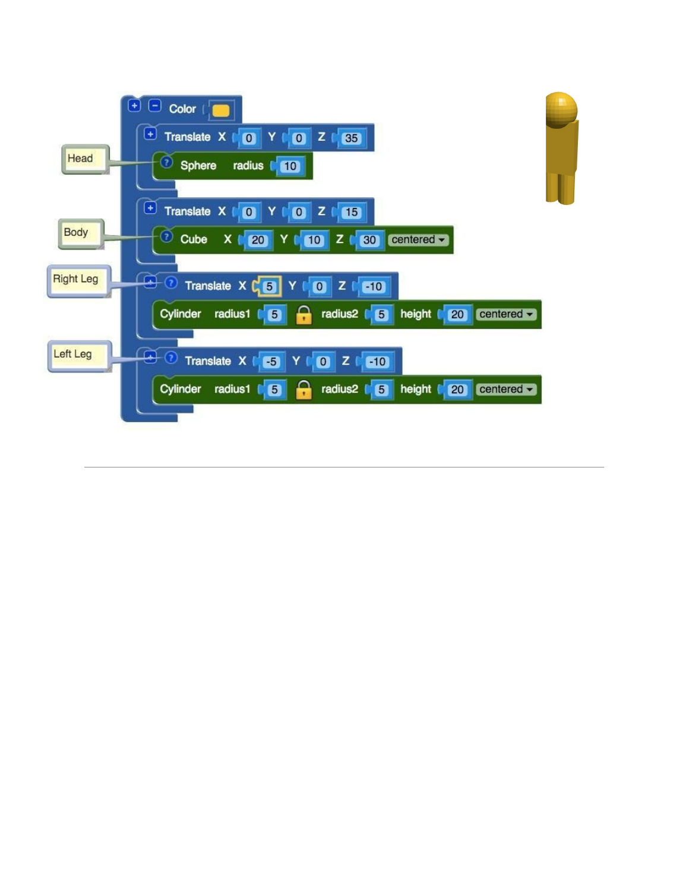```
Color [yellow]
  Translate X 0 Y 0 Z 35
    Sphere radius 10                                        (Head)
  Translate X 0 Y 0 Z 15
    Cube X 20 Y 10 Z 30 centered                            (Body)
  Translate X 5 Y 0 Z -10
    Cylinder radius1 5 radius2 5 height 20 centered         (Right Leg)
  Translate X -5 Y 0 Z -10
    Cylinder radius1 5 radius2 5 height 20 centered         (Left Leg)
```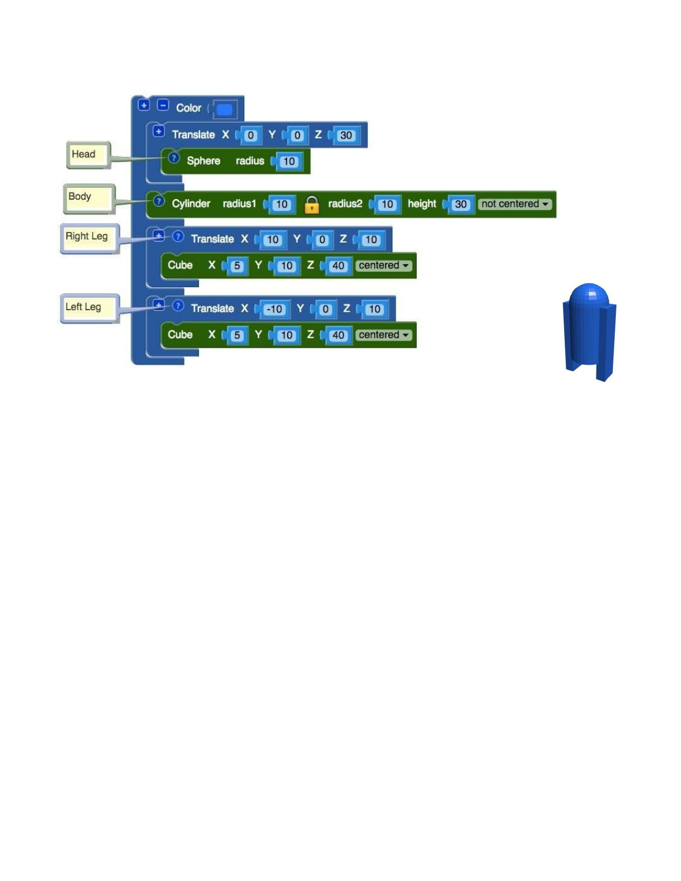Color

Translate X 0 Y 0 Z 30

Head

Sphere radius 10

Body

Cylinder radius1 10 radius2 10 height 30 not centered

Right Leg

Translate X 10 Y 0 Z 10

Cube X 5 Y 10 Z 40 centered

Left Leg

Translate X -10 Y 0 Z 10

Cube X 5 Y 10 Z 40 centered